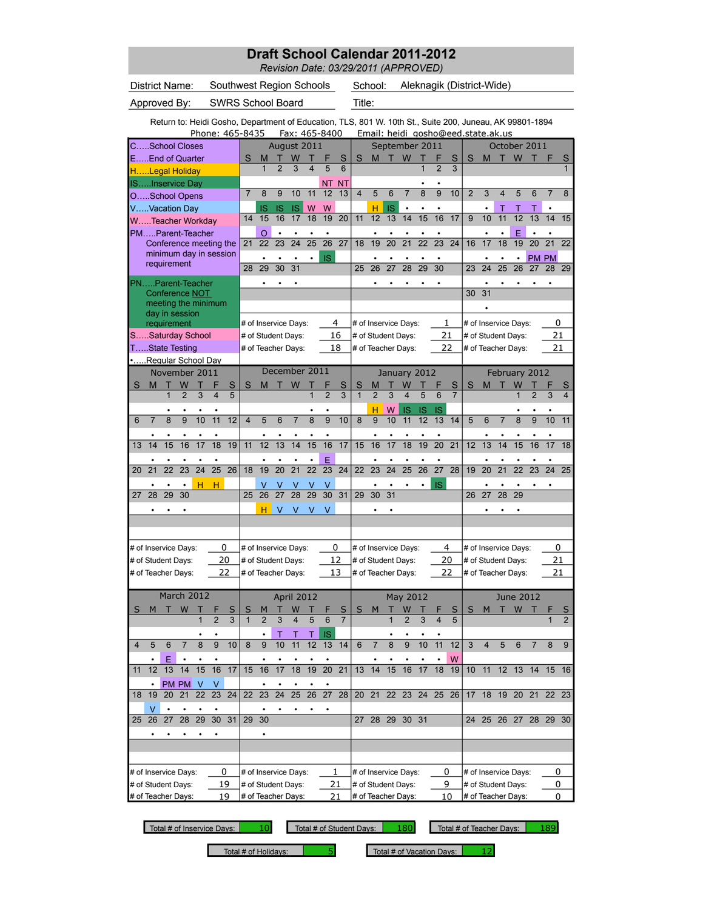# Draft School Calendar 2011-2012

*Revision Date: 03/29/2011 (APPROVED)*

District Name: Southwest Region Schools
School: Aleknagik (District-Wide)
Approved By: SWRS School Board
Title:

Return to: Heidi Gosho, Department of Education, TLS, 801 W. 10th St., Suite 200, Juneau, AK 99801-1894
Phone: 465-8435  Fax: 465-8400  Email: heidi_gosho@eed.state.ak.us

## Legend

- C.....School Closes
- E.....End of Quarter
- H.....Legal Holiday
- IS.....Inservice Day
- O.....School Opens
- V.....Vacation Day
- W.....Teacher Workday
- PM.....Parent-Teacher Conference meeting the minimum day in session requirement
- PN.....Parent-Teacher Conference NOT meeting the minimum day in session requirement
- S.....Saturday School
- T.....State Testing
- •.....Regular School Day

## August 2011

| S | M | T | W | T | F | S |
|---|---|---|---|---|---|---|
| | 1 | 2 | 3 | 4 | 5 | 6 |
| | | | | | NT | NT |
| 7 | 8 | 9 | 10 | 11 | 12 | 13 |
| | IS | IS | IS | W | W | |
| 14 | 15 | 16 | 17 | 18 | 19 | 20 |
| | O | • | • | • | • | |
| 21 | 22 | 23 | 24 | 25 | 26 | 27 |
| | • | • | • | • | IS | |
| 28 | 29 | 30 | 31 | | | |
| | • | • | • | | | |

# of Inservice Days: 4
# of Student Days: 16
# of Teacher Days: 18

## September 2011

| S | M | T | W | T | F | S |
|---|---|---|---|---|---|---|
| | | | | 1 | 2 | 3 |
| | | | | • | • | |
| 4 | 5 | 6 | 7 | 8 | 9 | 10 |
| | H | IS | • | • | • | |
| 11 | 12 | 13 | 14 | 15 | 16 | 17 |
| | • | • | • | • | • | |
| 18 | 19 | 20 | 21 | 22 | 23 | 24 |
| | • | • | • | • | • | |
| 25 | 26 | 27 | 28 | 29 | 30 | |
| | • | • | • | • | • | |

# of Inservice Days: 1
# of Student Days: 21
# of Teacher Days: 22

## October 2011

| S | M | T | W | T | F | S |
|---|---|---|---|---|---|---|
| | | | | | | 1 |
| 2 | 3 | 4 | 5 | 6 | 7 | 8 |
| | • | T | T | T | • | |
| 9 | 10 | 11 | 12 | 13 | 14 | 15 |
| | • | • | E | • | • | |
| 16 | 17 | 18 | 19 | 20 | 21 | 22 |
| | • | • | • | PM | PM | |
| 23 | 24 | 25 | 26 | 27 | 28 | 29 |
| | • | • | • | • | • | |
| 30 | 31 | | | | | |
| | • | | | | | |

# of Inservice Days: 0
# of Student Days: 21
# of Teacher Days: 21

## November 2011

| S | M | T | W | T | F | S |
|---|---|---|---|---|---|---|
| | | 1 | 2 | 3 | 4 | 5 |
| | | • | • | • | • | |
| 6 | 7 | 8 | 9 | 10 | 11 | 12 |
| | • | • | • | • | • | |
| 13 | 14 | 15 | 16 | 17 | 18 | 19 |
| | • | • | • | • | • | |
| 20 | 21 | 22 | 23 | 24 | 25 | 26 |
| | • | • | • | H | H | |
| 27 | 28 | 29 | 30 | | | |
| | • | • | • | | | |

# of Inservice Days: 0
# of Student Days: 20
# of Teacher Days: 22

## December 2011

| S | M | T | W | T | F | S |
|---|---|---|---|---|---|---|
| | | | | 1 | 2 | 3 |
| | | | | • | • | |
| 4 | 5 | 6 | 7 | 8 | 9 | 10 |
| | • | • | • | • | • | |
| 11 | 12 | 13 | 14 | 15 | 16 | 17 |
| | • | • | • | • | E | |
| 18 | 19 | 20 | 21 | 22 | 23 | 24 |
| | V | V | V | V | V | |
| 25 | 26 | 27 | 28 | 29 | 30 | 31 |
| | H | V | V | V | V | |

# of Inservice Days: 0
# of Student Days: 12
# of Teacher Days: 13

## January 2012

| S | M | T | W | T | F | S |
|---|---|---|---|---|---|---|
| 1 | 2 | 3 | 4 | 5 | 6 | 7 |
| | H | W | IS | IS | IS | |
| 8 | 9 | 10 | 11 | 12 | 13 | 14 |
| | • | • | • | • | • | |
| 15 | 16 | 17 | 18 | 19 | 20 | 21 |
| | • | • | • | • | • | |
| 22 | 23 | 24 | 25 | 26 | 27 | 28 |
| | • | • | • | • | IS | |
| 29 | 30 | 31 | | | | |
| | • | • | | | | |

# of Inservice Days: 4
# of Student Days: 20
# of Teacher Days: 22

## February 2012

| S | M | T | W | T | F | S |
|---|---|---|---|---|---|---|
| | | | 1 | 2 | 3 | 4 |
| | | | • | • | • | |
| 5 | 6 | 7 | 8 | 9 | 10 | 11 |
| | • | • | • | • | • | |
| 12 | 13 | 14 | 15 | 16 | 17 | 18 |
| | • | • | • | • | • | |
| 19 | 20 | 21 | 22 | 23 | 24 | 25 |
| | • | • | • | • | • | |
| 26 | 27 | 28 | 29 | | | |
| | • | • | • | | | |

# of Inservice Days: 0
# of Student Days: 21
# of Teacher Days: 21

## March 2012

| S | M | T | W | T | F | S |
|---|---|---|---|---|---|---|
| | | | | 1 | 2 | 3 |
| | | | | • | • | |
| 4 | 5 | 6 | 7 | 8 | 9 | 10 |
| | • | E | • | • | • | |
| 11 | 12 | 13 | 14 | 15 | 16 | 17 |
| | • | PM | PM | V | V | |
| 18 | 19 | 20 | 21 | 22 | 23 | 24 |
| | V | • | • | • | • | |
| 25 | 26 | 27 | 28 | 29 | 30 | 31 |
| | • | • | • | • | • | |

# of Inservice Days: 0
# of Student Days: 19
# of Teacher Days: 19

## April 2012

| S | M | T | W | T | F | S |
|---|---|---|---|---|---|---|
| 1 | 2 | 3 | 4 | 5 | 6 | 7 |
| | • | T | T | T | IS | |
| 8 | 9 | 10 | 11 | 12 | 13 | 14 |
| | • | • | • | • | • | |
| 15 | 16 | 17 | 18 | 19 | 20 | 21 |
| | • | • | • | • | • | |
| 22 | 23 | 24 | 25 | 26 | 27 | 28 |
| | • | • | • | • | • | |
| 29 | 30 | | | | | |
| | • | | | | | |

# of Inservice Days: 1
# of Student Days: 21
# of Teacher Days: 21

## May 2012

| S | M | T | W | T | F | S |
|---|---|---|---|---|---|---|
| | | 1 | 2 | 3 | 4 | 5 |
| | | • | • | • | • | |
| 6 | 7 | 8 | 9 | 10 | 11 | 12 |
| | • | • | • | • | • | W |
| 13 | 14 | 15 | 16 | 17 | 18 | 19 |
| 20 | 21 | 22 | 23 | 24 | 25 | 26 |
| 27 | 28 | 29 | 30 | 31 | | |

# of Inservice Days: 0
# of Student Days: 9
# of Teacher Days: 10

## June 2012

| S | M | T | W | T | F | S |
|---|---|---|---|---|---|---|
| | | | | | 1 | 2 |
| 3 | 4 | 5 | 6 | 7 | 8 | 9 |
| 10 | 11 | 12 | 13 | 14 | 15 | 16 |
| 17 | 18 | 19 | 20 | 21 | 22 | 23 |
| 24 | 25 | 26 | 27 | 28 | 29 | 30 |

# of Inservice Days: 0
# of Student Days: 0
# of Teacher Days: 0

## Totals

| Total # of Inservice Days: | 10 |
|---|---|
| Total # of Student Days: | 180 |
| Total # of Teacher Days: | 189 |
| Total # of Holidays: | 5 |
| Total # of Vacation Days: | 12 |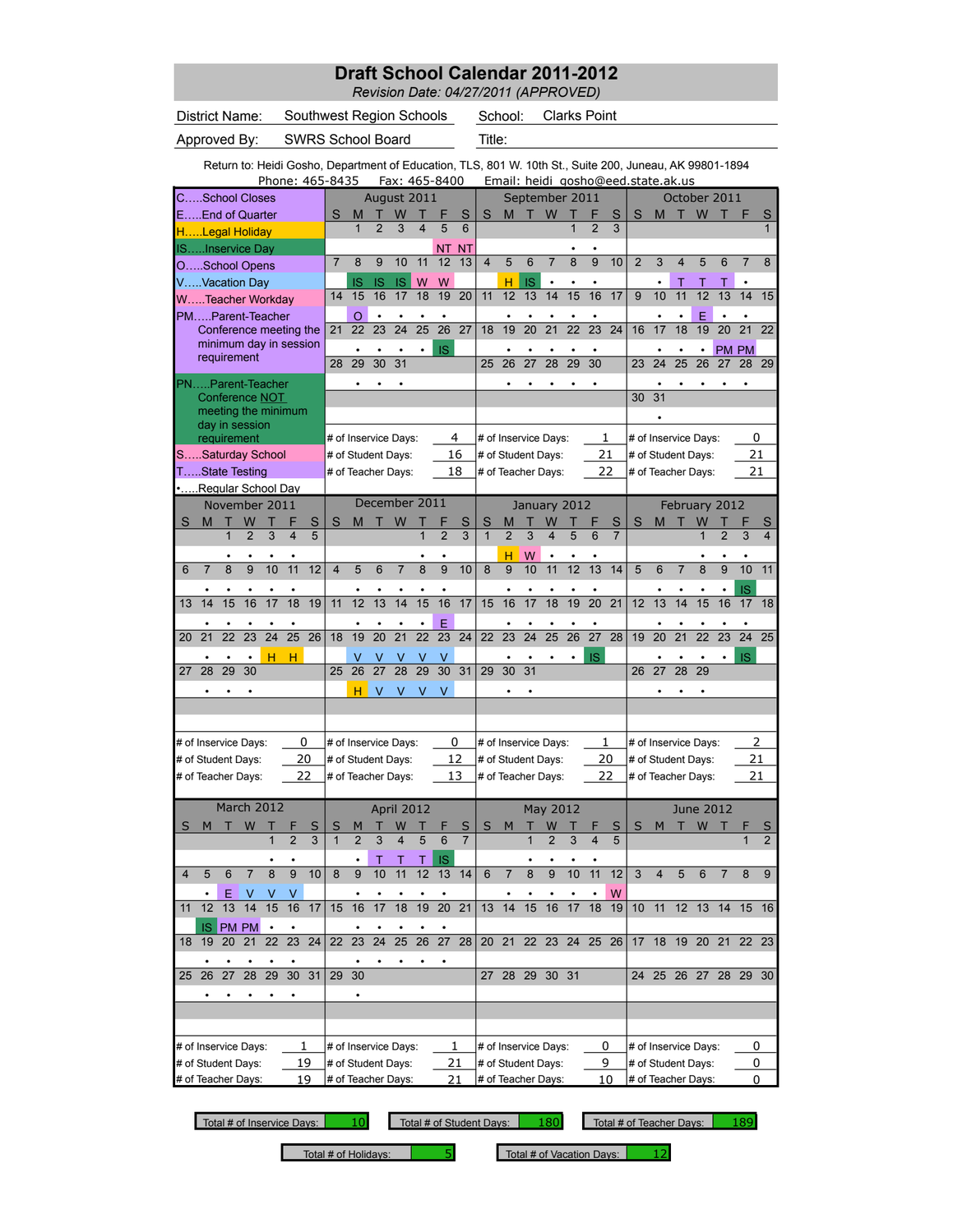# Draft School Calendar 2011-2012

*Revision Date: 04/27/2011 (APPROVED)*

District Name: Southwest Region Schools
School: Clarks Point
Approved By: SWRS School Board
Title:

Return to: Heidi Gosho, Department of Education, TLS, 801 W. 10th St., Suite 200, Juneau, AK 99801-1894
Phone: 465-8435 Fax: 465-8400 Email: heidi_gosho@eed.state.ak.us

**Legend**

- C.....School Closes
- E.....End of Quarter
- H.....Legal Holiday
- IS.....Inservice Day
- O.....School Opens
- V.....Vacation Day
- W.....Teacher Workday
- PM.....Parent-Teacher Conference meeting the minimum day in session requirement
- PN.....Parent-Teacher Conference NOT meeting the minimum day in session requirement
- S.....Saturday School
- T.....State Testing
- •.....Regular School Day

## August 2011

| S | M | T | W | T | F | S |
|---|---|---|---|---|---|---|
| | 1 | 2 | 3 | 4 | 5 | 6 |
| | | | | | NT | NT |
| 7 | 8 | 9 | 10 | 11 | 12 | 13 |
| | IS | IS | IS | W | W | |
| 14 | 15 | 16 | 17 | 18 | 19 | 20 |
| | O | • | • | • | • | |
| 21 | 22 | 23 | 24 | 25 | 26 | 27 |
| | • | • | • | • | IS | |
| 28 | 29 | 30 | 31 | | | |
| | • | • | • | | | |

\# of Inservice Days: 4
\# of Student Days: 16
\# of Teacher Days: 18

## September 2011

| S | M | T | W | T | F | S |
|---|---|---|---|---|---|---|
| | | | | 1 | 2 | 3 |
| | | | | • | • | |
| 4 | 5 | 6 | 7 | 8 | 9 | 10 |
| | H | IS | • | • | • | |
| 11 | 12 | 13 | 14 | 15 | 16 | 17 |
| | • | • | • | • | • | |
| 18 | 19 | 20 | 21 | 22 | 23 | 24 |
| | • | • | • | • | • | |
| 25 | 26 | 27 | 28 | 29 | 30 | |
| | • | • | • | • | • | |

\# of Inservice Days: 1
\# of Student Days: 21
\# of Teacher Days: 22

## October 2011

| S | M | T | W | T | F | S |
|---|---|---|---|---|---|---|
| | | | | | | 1 |
| 2 | 3 | 4 | 5 | 6 | 7 | 8 |
| | • | T | T | T | • | |
| 9 | 10 | 11 | 12 | 13 | 14 | 15 |
| | • | • | E | • | • | |
| 16 | 17 | 18 | 19 | 20 | 21 | 22 |
| | • | • | • | PM | PM | |
| 23 | 24 | 25 | 26 | 27 | 28 | 29 |
| | • | • | • | • | • | |
| 30 | 31 | | | | | |
| | • | | | | | |

\# of Inservice Days: 0
\# of Student Days: 21
\# of Teacher Days: 21

## November 2011

| S | M | T | W | T | F | S |
|---|---|---|---|---|---|---|
| | | 1 | 2 | 3 | 4 | 5 |
| | | • | • | • | • | |
| 6 | 7 | 8 | 9 | 10 | 11 | 12 |
| | • | • | • | • | • | |
| 13 | 14 | 15 | 16 | 17 | 18 | 19 |
| | • | • | • | • | • | |
| 20 | 21 | 22 | 23 | 24 | 25 | 26 |
| | • | • | • | H | H | |
| 27 | 28 | 29 | 30 | | | |
| | • | • | • | | | |

\# of Inservice Days: 0
\# of Student Days: 20
\# of Teacher Days: 22

## December 2011

| S | M | T | W | T | F | S |
|---|---|---|---|---|---|---|
| | | | | 1 | 2 | 3 |
| | | | | • | • | |
| 4 | 5 | 6 | 7 | 8 | 9 | 10 |
| | • | • | • | • | • | |
| 11 | 12 | 13 | 14 | 15 | 16 | 17 |
| | • | • | • | • | E | |
| 18 | 19 | 20 | 21 | 22 | 23 | 24 |
| | V | V | V | V | V | |
| 25 | 26 | 27 | 28 | 29 | 30 | 31 |
| | H | V | V | V | V | |

\# of Inservice Days: 0
\# of Student Days: 12
\# of Teacher Days: 13

## January 2012

| S | M | T | W | T | F | S |
|---|---|---|---|---|---|---|
| 1 | 2 | 3 | 4 | 5 | 6 | 7 |
| | H | W | • | • | • | |
| 8 | 9 | 10 | 11 | 12 | 13 | 14 |
| | • | • | • | • | • | |
| 15 | 16 | 17 | 18 | 19 | 20 | 21 |
| | • | • | • | • | • | |
| 22 | 23 | 24 | 25 | 26 | 27 | 28 |
| | • | • | • | • | IS | |
| 29 | 30 | 31 | | | | |
| | • | • | | | | |

\# of Inservice Days: 1
\# of Student Days: 20
\# of Teacher Days: 22

## February 2012

| S | M | T | W | T | F | S |
|---|---|---|---|---|---|---|
| | | | 1 | 2 | 3 | 4 |
| | | | • | • | • | |
| 5 | 6 | 7 | 8 | 9 | 10 | 11 |
| | • | • | • | • | IS | |
| 12 | 13 | 14 | 15 | 16 | 17 | 18 |
| | • | • | • | • | IS | |
| 19 | 20 | 21 | 22 | 23 | 24 | 25 |
| | • | • | • | • | IS | |
| 26 | 27 | 28 | 29 | | | |
| | • | • | • | | | |

\# of Inservice Days: 2
\# of Student Days: 21
\# of Teacher Days: 21

## March 2012

| S | M | T | W | T | F | S |
|---|---|---|---|---|---|---|
| | | | | 1 | 2 | 3 |
| | | | | • | • | |
| 4 | 5 | 6 | 7 | 8 | 9 | 10 |
| | • | E | V | V | V | |
| 11 | 12 | 13 | 14 | 15 | 16 | 17 |
| | IS | PM | PM | • | • | |
| 18 | 19 | 20 | 21 | 22 | 23 | 24 |
| | • | • | • | • | • | |
| 25 | 26 | 27 | 28 | 29 | 30 | 31 |
| | • | • | • | • | • | |

\# of Inservice Days: 1
\# of Student Days: 19
\# of Teacher Days: 19

## April 2012

| S | M | T | W | T | F | S |
|---|---|---|---|---|---|---|
| 1 | 2 | 3 | 4 | 5 | 6 | 7 |
| | • | T | T | T | IS | |
| 8 | 9 | 10 | 11 | 12 | 13 | 14 |
| | • | • | • | • | • | |
| 15 | 16 | 17 | 18 | 19 | 20 | 21 |
| | • | • | • | • | • | |
| 22 | 23 | 24 | 25 | 26 | 27 | 28 |
| | • | • | • | • | • | |
| 29 | 30 | | | | | |
| | • | | | | | |

\# of Inservice Days: 1
\# of Student Days: 21
\# of Teacher Days: 21

## May 2012

| S | M | T | W | T | F | S |
|---|---|---|---|---|---|---|
| | | 1 | 2 | 3 | 4 | 5 |
| | | • | • | • | • | |
| 6 | 7 | 8 | 9 | 10 | 11 | 12 |
| | • | • | • | • | • | W |
| 13 | 14 | 15 | 16 | 17 | 18 | 19 |
| 20 | 21 | 22 | 23 | 24 | 25 | 26 |
| 27 | 28 | 29 | 30 | 31 | | |

\# of Inservice Days: 0
\# of Student Days: 9
\# of Teacher Days: 10

## June 2012

| S | M | T | W | T | F | S |
|---|---|---|---|---|---|---|
| | | | | | 1 | 2 |
| 3 | 4 | 5 | 6 | 7 | 8 | 9 |
| 10 | 11 | 12 | 13 | 14 | 15 | 16 |
| 17 | 18 | 19 | 20 | 21 | 22 | 23 |
| 24 | 25 | 26 | 27 | 28 | 29 | 30 |

\# of Inservice Days: 0
\# of Student Days: 0
\# of Teacher Days: 0

## Totals

| Total # of Inservice Days: | 10 |
|---|---|
| Total # of Student Days: | 180 |
| Total # of Teacher Days: | 189 |
| Total # of Holidays: | 5 |
| Total # of Vacation Days: | 12 |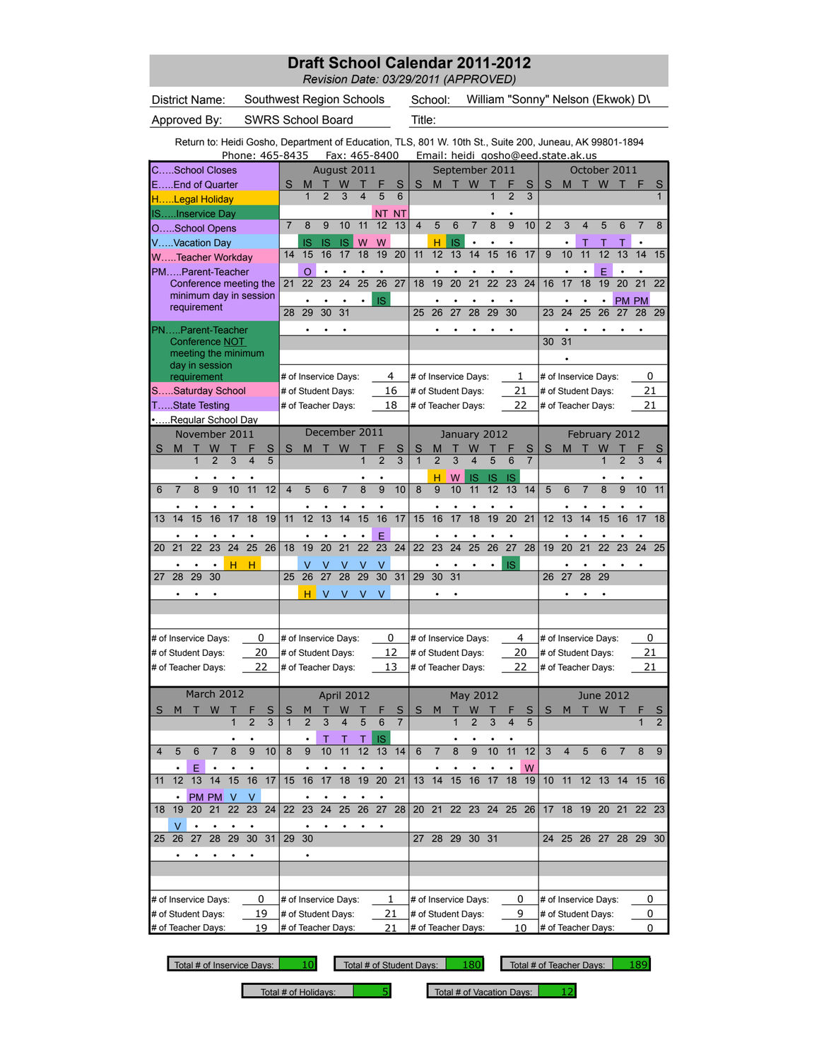# Draft School Calendar 2011-2012

*Revision Date: 03/29/2011 (APPROVED)*

| | | | |
|---|---|---|---|
| District Name: | Southwest Region Schools | School: | William "Sonny" Nelson (Ekwok) D\ |
| Approved By: | SWRS School Board | Title: | |

Return to: Heidi Gosho, Department of Education, TLS, 801 W. 10th St., Suite 200, Juneau, AK 99801-1894
Phone: 465-8435 Fax: 465-8400 Email: heidi_gosho@eed.state.ak.us

## Legend

- C.....School Closes
- E.....End of Quarter
- H.....Legal Holiday
- IS.....Inservice Day
- O.....School Opens
- V.....Vacation Day
- W.....Teacher Workday
- PM.....Parent-Teacher Conference meeting the minimum day in session requirement
- PN.....Parent-Teacher Conference NOT meeting the minimum day in session requirement
- S.....Saturday School
- T.....State Testing
- •.....Regular School Day

## August 2011

| S | M | T | W | T | F | S |
|---|---|---|---|---|---|---|
| | 1 | 2 | 3 | 4 | 5 | 6 |
| | | | | | NT | NT |
| 7 | 8 | 9 | 10 | 11 | 12 | 13 |
| | IS | IS | IS | W | W | |
| 14 | 15 | 16 | 17 | 18 | 19 | 20 |
| | O | • | • | • | • | |
| 21 | 22 | 23 | 24 | 25 | 26 | 27 |
| | • | • | • | • | IS | |
| 28 | 29 | 30 | 31 | | | |
| | • | • | • | | | |

# of Inservice Days: 4
# of Student Days: 16
# of Teacher Days: 18

## September 2011

| S | M | T | W | T | F | S |
|---|---|---|---|---|---|---|
| | | | | 1 | 2 | 3 |
| | | | | • | • | |
| 4 | 5 | 6 | 7 | 8 | 9 | 10 |
| | H | IS | • | • | • | |
| 11 | 12 | 13 | 14 | 15 | 16 | 17 |
| | • | • | • | • | • | |
| 18 | 19 | 20 | 21 | 22 | 23 | 24 |
| | • | • | • | • | • | |
| 25 | 26 | 27 | 28 | 29 | 30 | |
| | • | • | • | • | • | |

# of Inservice Days: 1
# of Student Days: 21
# of Teacher Days: 22

## October 2011

| S | M | T | W | T | F | S |
|---|---|---|---|---|---|---|
| | | | | | | 1 |
| 2 | 3 | 4 | 5 | 6 | 7 | 8 |
| | • | T | T | T | • | |
| 9 | 10 | 11 | 12 | 13 | 14 | 15 |
| | • | • | E | • | • | |
| 16 | 17 | 18 | 19 | 20 | 21 | 22 |
| | • | • | • | PM | PM | |
| 23 | 24 | 25 | 26 | 27 | 28 | 29 |
| | • | • | • | • | • | |
| 30 | 31 | | | | | |
| | • | | | | | |

# of Inservice Days: 0
# of Student Days: 21
# of Teacher Days: 21

## November 2011

| S | M | T | W | T | F | S |
|---|---|---|---|---|---|---|
| | | 1 | 2 | 3 | 4 | 5 |
| | | • | • | • | • | |
| 6 | 7 | 8 | 9 | 10 | 11 | 12 |
| | • | • | • | • | • | |
| 13 | 14 | 15 | 16 | 17 | 18 | 19 |
| | • | • | • | • | • | |
| 20 | 21 | 22 | 23 | 24 | 25 | 26 |
| | • | • | • | H | H | |
| 27 | 28 | 29 | 30 | | | |
| | • | • | • | | | |

# of Inservice Days: 0
# of Student Days: 20
# of Teacher Days: 22

## December 2011

| S | M | T | W | T | F | S |
|---|---|---|---|---|---|---|
| | | | | 1 | 2 | 3 |
| | | | | • | • | |
| 4 | 5 | 6 | 7 | 8 | 9 | 10 |
| | • | • | • | • | • | |
| 11 | 12 | 13 | 14 | 15 | 16 | 17 |
| | • | • | • | • | E | |
| 18 | 19 | 20 | 21 | 22 | 23 | 24 |
| | V | V | V | V | V | |
| 25 | 26 | 27 | 28 | 29 | 30 | 31 |
| | H | V | V | V | V | |

# of Inservice Days: 0
# of Student Days: 12
# of Teacher Days: 13

## January 2012

| S | M | T | W | T | F | S |
|---|---|---|---|---|---|---|
| 1 | 2 | 3 | 4 | 5 | 6 | 7 |
| | H | W | IS | IS | IS | |
| 8 | 9 | 10 | 11 | 12 | 13 | 14 |
| | • | • | • | • | • | |
| 15 | 16 | 17 | 18 | 19 | 20 | 21 |
| | • | • | • | • | • | |
| 22 | 23 | 24 | 25 | 26 | 27 | 28 |
| | • | • | • | • | IS | |
| 29 | 30 | 31 | | | | |
| | • | • | | | | |

# of Inservice Days: 4
# of Student Days: 20
# of Teacher Days: 22

## February 2012

| S | M | T | W | T | F | S |
|---|---|---|---|---|---|---|
| | | | 1 | 2 | 3 | 4 |
| | | | • | • | • | |
| 5 | 6 | 7 | 8 | 9 | 10 | 11 |
| | • | • | • | • | • | |
| 12 | 13 | 14 | 15 | 16 | 17 | 18 |
| | • | • | • | • | • | |
| 19 | 20 | 21 | 22 | 23 | 24 | 25 |
| | • | • | • | • | • | |
| 26 | 27 | 28 | 29 | | | |
| | • | • | • | | | |

# of Inservice Days: 0
# of Student Days: 21
# of Teacher Days: 21

## March 2012

| S | M | T | W | T | F | S |
|---|---|---|---|---|---|---|
| | | | | 1 | 2 | 3 |
| | | | | • | • | |
| 4 | 5 | 6 | 7 | 8 | 9 | 10 |
| | • | E | • | • | • | |
| 11 | 12 | 13 | 14 | 15 | 16 | 17 |
| | • | PM | PM | V | V | |
| 18 | 19 | 20 | 21 | 22 | 23 | 24 |
| | V | • | • | • | • | |
| 25 | 26 | 27 | 28 | 29 | 30 | 31 |
| | • | • | • | • | • | |

# of Inservice Days: 0
# of Student Days: 19
# of Teacher Days: 19

## April 2012

| S | M | T | W | T | F | S |
|---|---|---|---|---|---|---|
| 1 | 2 | 3 | 4 | 5 | 6 | 7 |
| | • | T | T | T | IS | |
| 8 | 9 | 10 | 11 | 12 | 13 | 14 |
| | • | • | • | • | • | |
| 15 | 16 | 17 | 18 | 19 | 20 | 21 |
| | • | • | • | • | • | |
| 22 | 23 | 24 | 25 | 26 | 27 | 28 |
| | • | • | • | • | • | |
| 29 | 30 | | | | | |
| | • | | | | | |

# of Inservice Days: 1
# of Student Days: 21
# of Teacher Days: 21

## May 2012

| S | M | T | W | T | F | S |
|---|---|---|---|---|---|---|
| | | 1 | 2 | 3 | 4 | 5 |
| | | • | • | • | • | |
| 6 | 7 | 8 | 9 | 10 | 11 | 12 |
| | • | • | • | • | • | W |
| 13 | 14 | 15 | 16 | 17 | 18 | 19 |
| 20 | 21 | 22 | 23 | 24 | 25 | 26 |
| 27 | 28 | 29 | 30 | 31 | | |

# of Inservice Days: 0
# of Student Days: 9
# of Teacher Days: 10

## June 2012

| S | M | T | W | T | F | S |
|---|---|---|---|---|---|---|
| | | | | | 1 | 2 |
| 3 | 4 | 5 | 6 | 7 | 8 | 9 |
| 10 | 11 | 12 | 13 | 14 | 15 | 16 |
| 17 | 18 | 19 | 20 | 21 | 22 | 23 |
| 24 | 25 | 26 | 27 | 28 | 29 | 30 |

# of Inservice Days: 0
# of Student Days: 0
# of Teacher Days: 0

## Totals

| | |
|---|---|
| Total # of Inservice Days: | 10 |
| Total # of Student Days: | 180 |
| Total # of Teacher Days: | 189 |
| Total # of Holidays: | 5 |
| Total # of Vacation Days: | 12 |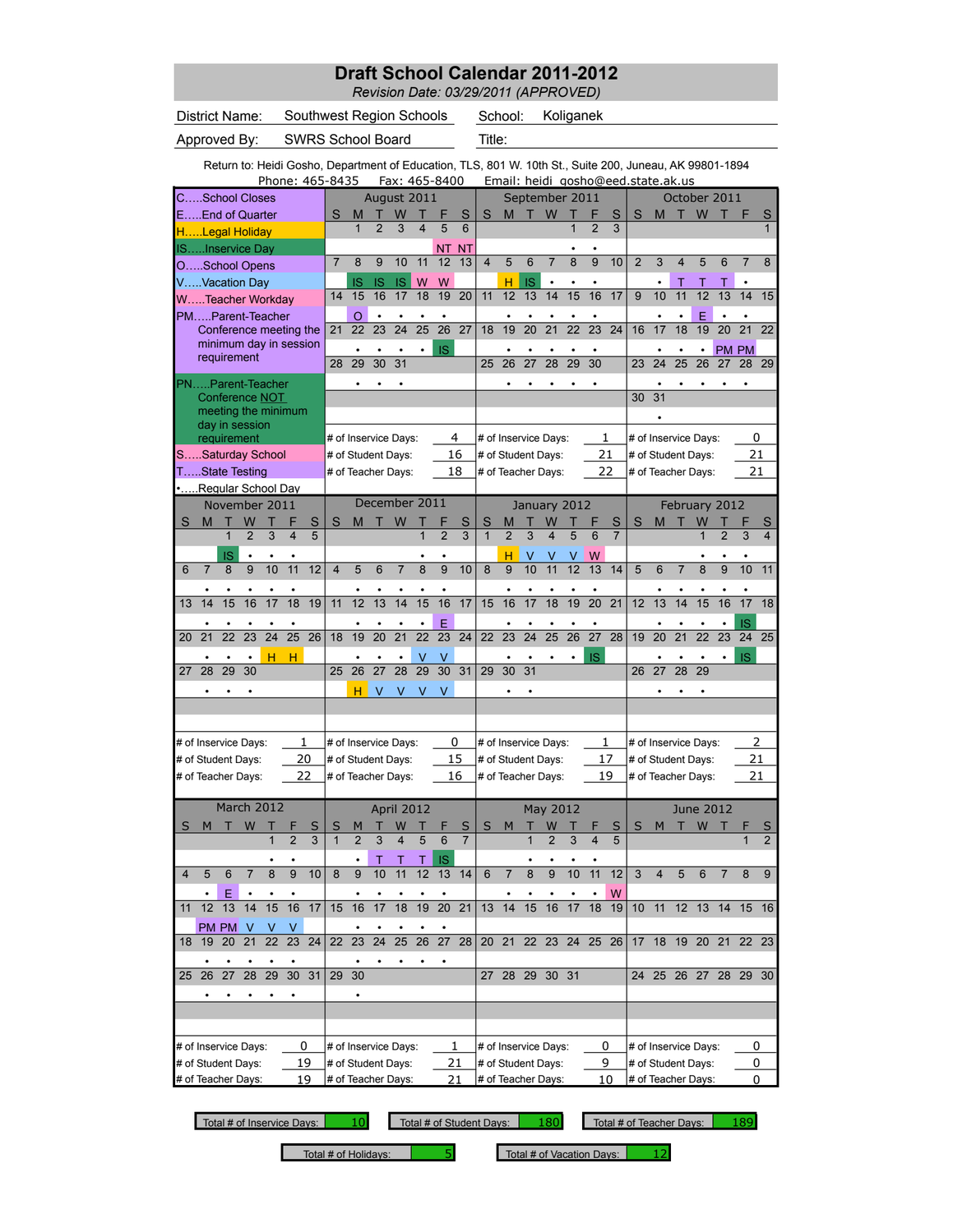# Draft School Calendar 2011-2012

*Revision Date: 03/29/2011 (APPROVED)*

| | | | |
|---|---|---|---|
| District Name: | Southwest Region Schools | School: | Koliganek |
| Approved By: | SWRS School Board | Title: | |

Return to: Heidi Gosho, Department of Education, TLS, 801 W. 10th St., Suite 200, Juneau, AK 99801-1894
Phone: 465-8435 Fax: 465-8400 Email: heidi_gosho@eed.state.ak.us

## Legend

- C.....School Closes
- E.....End of Quarter
- H.....Legal Holiday
- IS.....Inservice Day
- O.....School Opens
- V.....Vacation Day
- W.....Teacher Workday
- PM.....Parent-Teacher Conference meeting the minimum day in session requirement
- PN.....Parent-Teacher Conference NOT meeting the minimum day in session requirement
- S.....Saturday School
- T.....State Testing
- •.....Regular School Day

## August 2011

| S | M | T | W | T | F | S |
|---|---|---|---|---|---|---|
| | 1 | 2 | 3 | 4 | 5 | 6 |
| | | | | | NT | NT |
| 7 | 8 | 9 | 10 | 11 | 12 | 13 |
| | IS | IS | IS | W | W | |
| 14 | 15 | 16 | 17 | 18 | 19 | 20 |
| | O | • | • | • | • | |
| 21 | 22 | 23 | 24 | 25 | 26 | 27 |
| | • | • | • | • | IS | |
| 28 | 29 | 30 | 31 | | | |
| | • | • | • | | | |

# of Inservice Days: 4
# of Student Days: 16
# of Teacher Days: 18

## September 2011

| S | M | T | W | T | F | S |
|---|---|---|---|---|---|---|
| | | | | 1 | 2 | 3 |
| | | | | • | • | |
| 4 | 5 | 6 | 7 | 8 | 9 | 10 |
| | H | IS | • | • | • | |
| 11 | 12 | 13 | 14 | 15 | 16 | 17 |
| | • | • | • | • | • | |
| 18 | 19 | 20 | 21 | 22 | 23 | 24 |
| | • | • | • | • | • | |
| 25 | 26 | 27 | 28 | 29 | 30 | |
| | • | • | • | • | • | |

# of Inservice Days: 1
# of Student Days: 21
# of Teacher Days: 22

## October 2011

| S | M | T | W | T | F | S |
|---|---|---|---|---|---|---|
| | | | | | | 1 |
| 2 | 3 | 4 | 5 | 6 | 7 | 8 |
| | • | T | T | T | • | |
| 9 | 10 | 11 | 12 | 13 | 14 | 15 |
| | • | • | E | • | • | |
| 16 | 17 | 18 | 19 | 20 | 21 | 22 |
| | • | • | • | PM | PM | |
| 23 | 24 | 25 | 26 | 27 | 28 | 29 |
| | • | • | • | • | • | |
| 30 | 31 | | | | | |
| | • | | | | | |

# of Inservice Days: 0
# of Student Days: 21
# of Teacher Days: 21

## November 2011

| S | M | T | W | T | F | S |
|---|---|---|---|---|---|---|
| | | 1 | 2 | 3 | 4 | 5 |
| | | IS | • | • | • | |
| 6 | 7 | 8 | 9 | 10 | 11 | 12 |
| | • | • | • | • | • | |
| 13 | 14 | 15 | 16 | 17 | 18 | 19 |
| | • | • | • | • | • | |
| 20 | 21 | 22 | 23 | 24 | 25 | 26 |
| | • | • | • | H | H | |
| 27 | 28 | 29 | 30 | | | |
| | • | • | • | | | |

# of Inservice Days: 1
# of Student Days: 20
# of Teacher Days: 22

## December 2011

| S | M | T | W | T | F | S |
|---|---|---|---|---|---|---|
| | | | | 1 | 2 | 3 |
| | | | | • | • | |
| 4 | 5 | 6 | 7 | 8 | 9 | 10 |
| | • | • | • | • | • | |
| 11 | 12 | 13 | 14 | 15 | 16 | 17 |
| | • | • | • | • | E | |
| 18 | 19 | 20 | 21 | 22 | 23 | 24 |
| | • | • | • | V | V | |
| 25 | 26 | 27 | 28 | 29 | 30 | 31 |
| | H | V | V | V | V | |

# of Inservice Days: 0
# of Student Days: 15
# of Teacher Days: 16

## January 2012

| S | M | T | W | T | F | S |
|---|---|---|---|---|---|---|
| 1 | 2 | 3 | 4 | 5 | 6 | 7 |
| | H | V | V | V | W | |
| 8 | 9 | 10 | 11 | 12 | 13 | 14 |
| | • | • | • | • | • | |
| 15 | 16 | 17 | 18 | 19 | 20 | 21 |
| | • | • | • | • | • | |
| 22 | 23 | 24 | 25 | 26 | 27 | 28 |
| | • | • | • | • | IS | |
| 29 | 30 | 31 | | | | |
| | • | • | | | | |

# of Inservice Days: 1
# of Student Days: 17
# of Teacher Days: 19

## February 2012

| S | M | T | W | T | F | S |
|---|---|---|---|---|---|---|
| | | | 1 | 2 | 3 | 4 |
| | | | • | • | • | |
| 5 | 6 | 7 | 8 | 9 | 10 | 11 |
| | • | • | • | • | • | |
| 12 | 13 | 14 | 15 | 16 | 17 | 18 |
| | • | • | • | • | IS | |
| 19 | 20 | 21 | 22 | 23 | 24 | 25 |
| | • | • | • | • | IS | |
| 26 | 27 | 28 | 29 | | | |
| | • | • | • | | | |

# of Inservice Days: 2
# of Student Days: 21
# of Teacher Days: 21

## March 2012

| S | M | T | W | T | F | S |
|---|---|---|---|---|---|---|
| | | | | 1 | 2 | 3 |
| | | | | • | • | |
| 4 | 5 | 6 | 7 | 8 | 9 | 10 |
| | • | E | • | • | • | |
| 11 | 12 | 13 | 14 | 15 | 16 | 17 |
| | PM | PM | V | V | V | |
| 18 | 19 | 20 | 21 | 22 | 23 | 24 |
| | • | • | • | • | • | |
| 25 | 26 | 27 | 28 | 29 | 30 | 31 |
| | • | • | • | • | • | |

# of Inservice Days: 0
# of Student Days: 19
# of Teacher Days: 19

## April 2012

| S | M | T | W | T | F | S |
|---|---|---|---|---|---|---|
| 1 | 2 | 3 | 4 | 5 | 6 | 7 |
| | • | T | T | T | IS | |
| 8 | 9 | 10 | 11 | 12 | 13 | 14 |
| | • | • | • | • | • | |
| 15 | 16 | 17 | 18 | 19 | 20 | 21 |
| | • | • | • | • | • | |
| 22 | 23 | 24 | 25 | 26 | 27 | 28 |
| | • | • | • | • | • | |
| 29 | 30 | | | | | |
| | • | | | | | |

# of Inservice Days: 1
# of Student Days: 21
# of Teacher Days: 21

## May 2012

| S | M | T | W | T | F | S |
|---|---|---|---|---|---|---|
| | | 1 | 2 | 3 | 4 | 5 |
| | | • | • | • | • | |
| 6 | 7 | 8 | 9 | 10 | 11 | 12 |
| | • | • | • | • | • | W |
| 13 | 14 | 15 | 16 | 17 | 18 | 19 |
| 20 | 21 | 22 | 23 | 24 | 25 | 26 |
| 27 | 28 | 29 | 30 | 31 | | |

# of Inservice Days: 0
# of Student Days: 9
# of Teacher Days: 10

## June 2012

| S | M | T | W | T | F | S |
|---|---|---|---|---|---|---|
| | | | | | 1 | 2 |
| 3 | 4 | 5 | 6 | 7 | 8 | 9 |
| 10 | 11 | 12 | 13 | 14 | 15 | 16 |
| 17 | 18 | 19 | 20 | 21 | 22 | 23 |
| 24 | 25 | 26 | 27 | 28 | 29 | 30 |

# of Inservice Days: 0
# of Student Days: 0
# of Teacher Days: 0

## Totals

| | |
|---|---|
| Total # of Inservice Days: | 10 |
| Total # of Student Days: | 180 |
| Total # of Teacher Days: | 189 |
| Total # of Holidays: | 5 |
| Total # of Vacation Days: | 12 |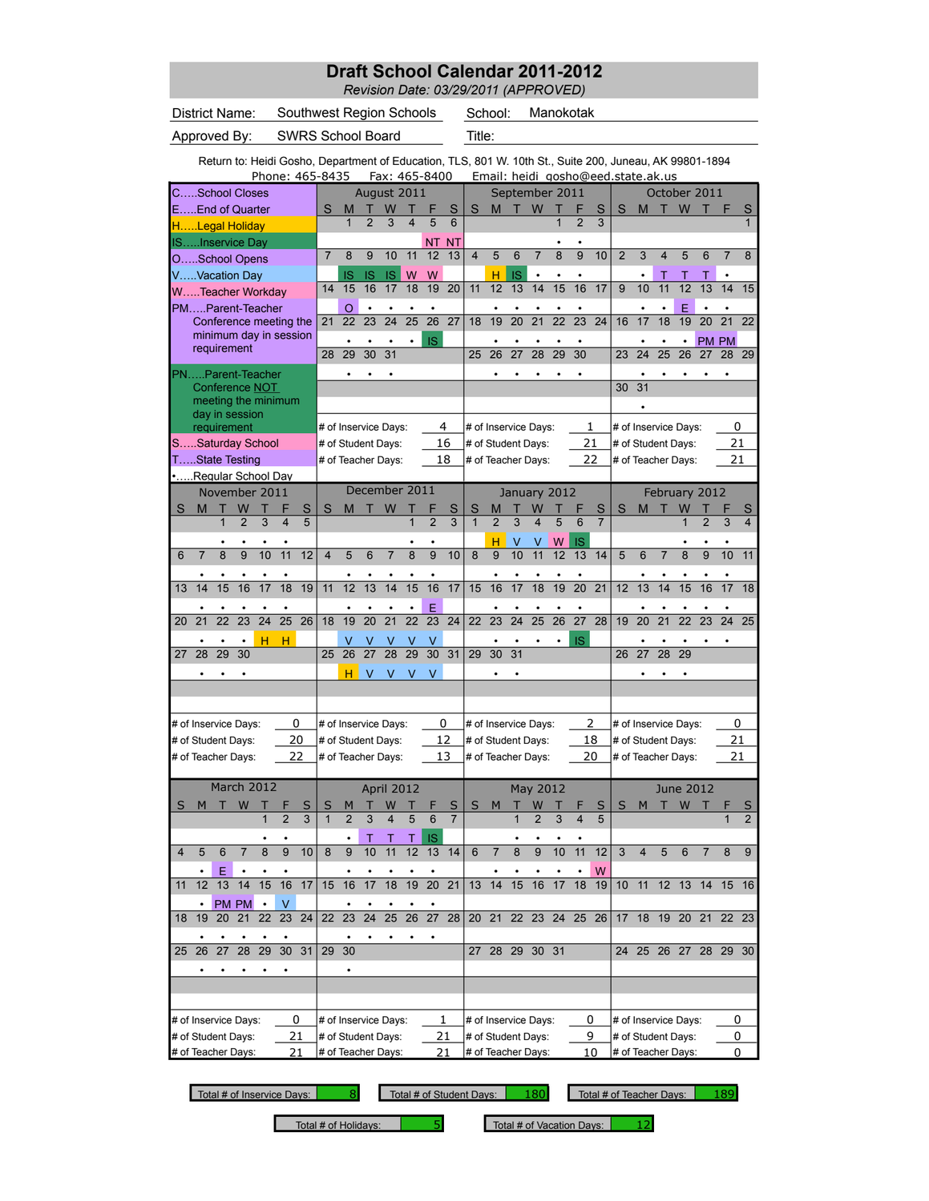# Draft School Calendar 2011-2012

*Revision Date: 03/29/2011 (APPROVED)*

| | | | |
|---|---|---|---|
| District Name: | Southwest Region Schools | School: | Manokotak |
| Approved By: | SWRS School Board | Title: | |

Return to: Heidi Gosho, Department of Education, TLS, 801 W. 10th St., Suite 200, Juneau, AK 99801-1894
Phone: 465-8435 Fax: 465-8400 Email: heidi_gosho@eed.state.ak.us

## Legend

- C.....School Closes
- E.....End of Quarter
- H.....Legal Holiday
- IS.....Inservice Day
- O.....School Opens
- V.....Vacation Day
- W.....Teacher Workday
- PM.....Parent-Teacher Conference meeting the minimum day in session requirement
- PN.....Parent-Teacher Conference NOT meeting the minimum day in session requirement
- S.....Saturday School
- T.....State Testing
- •.....Regular School Day

## August 2011

| S | M | T | W | T | F | S |
|---|---|---|---|---|---|---|
| | 1 | 2 | 3 | 4 | 5 | 6 |
| | | | | | NT | NT |
| 7 | 8 | 9 | 10 | 11 | 12 | 13 |
| | IS | IS | IS | W | W | |
| 14 | 15 | 16 | 17 | 18 | 19 | 20 |
| | O | • | • | • | • | |
| 21 | 22 | 23 | 24 | 25 | 26 | 27 |
| | • | • | • | • | IS | |
| 28 | 29 | 30 | 31 | | | |
| | • | • | • | | | |

- # of Inservice Days: 4
- # of Student Days: 16
- # of Teacher Days: 18

## September 2011

| S | M | T | W | T | F | S |
|---|---|---|---|---|---|---|
| | | | | 1 | 2 | 3 |
| | | | | • | • | |
| 4 | 5 | 6 | 7 | 8 | 9 | 10 |
| | H | IS | • | • | • | |
| 11 | 12 | 13 | 14 | 15 | 16 | 17 |
| | • | • | • | • | • | |
| 18 | 19 | 20 | 21 | 22 | 23 | 24 |
| | • | • | • | • | • | |
| 25 | 26 | 27 | 28 | 29 | 30 | |
| | • | • | • | • | • | |

- # of Inservice Days: 1
- # of Student Days: 21
- # of Teacher Days: 22

## October 2011

| S | M | T | W | T | F | S |
|---|---|---|---|---|---|---|
| | | | | | | 1 |
| 2 | 3 | 4 | 5 | 6 | 7 | 8 |
| | • | T | T | T | • | |
| 9 | 10 | 11 | 12 | 13 | 14 | 15 |
| | • | • | E | • | • | |
| 16 | 17 | 18 | 19 | 20 | 21 | 22 |
| | • | • | • | PM | PM | |
| 23 | 24 | 25 | 26 | 27 | 28 | 29 |
| | • | • | • | • | • | |
| 30 | 31 | | | | | |
| | • | | | | | |

- # of Inservice Days: 0
- # of Student Days: 21
- # of Teacher Days: 21

## November 2011

| S | M | T | W | T | F | S |
|---|---|---|---|---|---|---|
| | | 1 | 2 | 3 | 4 | 5 |
| | | • | • | • | • | |
| 6 | 7 | 8 | 9 | 10 | 11 | 12 |
| | • | • | • | • | • | |
| 13 | 14 | 15 | 16 | 17 | 18 | 19 |
| | • | • | • | • | • | |
| 20 | 21 | 22 | 23 | 24 | 25 | 26 |
| | • | • | • | H | H | |
| 27 | 28 | 29 | 30 | | | |
| | • | • | • | | | |

- # of Inservice Days: 0
- # of Student Days: 20
- # of Teacher Days: 22

## December 2011

| S | M | T | W | T | F | S |
|---|---|---|---|---|---|---|
| | | | | 1 | 2 | 3 |
| | | | | • | • | |
| 4 | 5 | 6 | 7 | 8 | 9 | 10 |
| | • | • | • | • | • | |
| 11 | 12 | 13 | 14 | 15 | 16 | 17 |
| | • | • | • | • | E | |
| 18 | 19 | 20 | 21 | 22 | 23 | 24 |
| | V | V | V | V | V | |
| 25 | 26 | 27 | 28 | 29 | 30 | 31 |
| | H | V | V | V | V | |

- # of Inservice Days: 0
- # of Student Days: 12
- # of Teacher Days: 13

## January 2012

| S | M | T | W | T | F | S |
|---|---|---|---|---|---|---|
| 1 | 2 | 3 | 4 | 5 | 6 | 7 |
| | H | V | V | W | IS | |
| 8 | 9 | 10 | 11 | 12 | 13 | 14 |
| | • | • | • | • | • | |
| 15 | 16 | 17 | 18 | 19 | 20 | 21 |
| | • | • | • | • | • | |
| 22 | 23 | 24 | 25 | 26 | 27 | 28 |
| | • | • | • | • | IS | |
| 29 | 30 | 31 | | | | |
| | • | • | | | | |

- # of Inservice Days: 2
- # of Student Days: 18
- # of Teacher Days: 20

## February 2012

| S | M | T | W | T | F | S |
|---|---|---|---|---|---|---|
| | | | 1 | 2 | 3 | 4 |
| | | | • | • | • | |
| 5 | 6 | 7 | 8 | 9 | 10 | 11 |
| | • | • | • | • | • | |
| 12 | 13 | 14 | 15 | 16 | 17 | 18 |
| | • | • | • | • | • | |
| 19 | 20 | 21 | 22 | 23 | 24 | 25 |
| | • | • | • | • | • | |
| 26 | 27 | 28 | 29 | | | |
| | • | • | • | | | |

- # of Inservice Days: 0
- # of Student Days: 21
- # of Teacher Days: 21

## March 2012

| S | M | T | W | T | F | S |
|---|---|---|---|---|---|---|
| | | | | 1 | 2 | 3 |
| | | | | • | • | |
| 4 | 5 | 6 | 7 | 8 | 9 | 10 |
| | • | E | • | • | • | |
| 11 | 12 | 13 | 14 | 15 | 16 | 17 |
| | • | PM | PM | • | V | |
| 18 | 19 | 20 | 21 | 22 | 23 | 24 |
| | • | • | • | • | • | |
| 25 | 26 | 27 | 28 | 29 | 30 | 31 |
| | • | • | • | • | • | |

- # of Inservice Days: 0
- # of Student Days: 21
- # of Teacher Days: 21

## April 2012

| S | M | T | W | T | F | S |
|---|---|---|---|---|---|---|
| 1 | 2 | 3 | 4 | 5 | 6 | 7 |
| | • | T | T | T | IS | |
| 8 | 9 | 10 | 11 | 12 | 13 | 14 |
| | • | • | • | • | • | |
| 15 | 16 | 17 | 18 | 19 | 20 | 21 |
| | • | • | • | • | • | |
| 22 | 23 | 24 | 25 | 26 | 27 | 28 |
| | • | • | • | • | • | |
| 29 | 30 | | | | | |
| | • | | | | | |

- # of Inservice Days: 1
- # of Student Days: 21
- # of Teacher Days: 21

## May 2012

| S | M | T | W | T | F | S |
|---|---|---|---|---|---|---|
| | | 1 | 2 | 3 | 4 | 5 |
| | | • | • | • | • | |
| 6 | 7 | 8 | 9 | 10 | 11 | 12 |
| | • | • | • | • | • | W |
| 13 | 14 | 15 | 16 | 17 | 18 | 19 |
| 20 | 21 | 22 | 23 | 24 | 25 | 26 |
| 27 | 28 | 29 | 30 | 31 | | |

- # of Inservice Days: 0
- # of Student Days: 9
- # of Teacher Days: 10

## June 2012

| S | M | T | W | T | F | S |
|---|---|---|---|---|---|---|
| | | | | | 1 | 2 |
| 3 | 4 | 5 | 6 | 7 | 8 | 9 |
| 10 | 11 | 12 | 13 | 14 | 15 | 16 |
| 17 | 18 | 19 | 20 | 21 | 22 | 23 |
| 24 | 25 | 26 | 27 | 28 | 29 | 30 |

- # of Inservice Days: 0
- # of Student Days: 0
- # of Teacher Days: 0

## Totals

| Total # of Inservice Days: | 8 |
|---|---|
| Total # of Student Days: | 180 |
| Total # of Teacher Days: | 189 |
| Total # of Holidays: | 5 |
| Total # of Vacation Days: | 12 |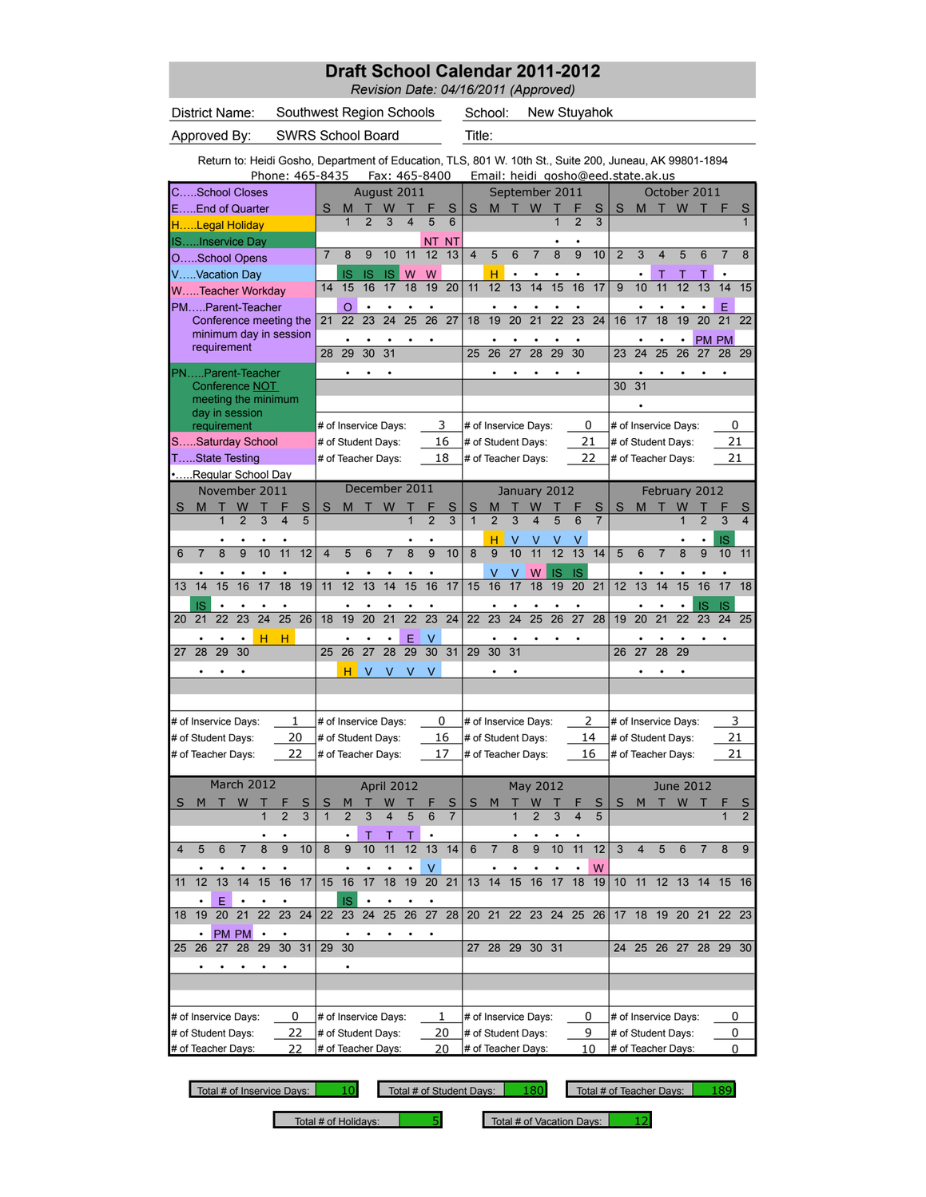# Draft School Calendar 2011-2012

*Revision Date: 04/16/2011 (Approved)*

District Name: Southwest Region Schools — School: New Stuyahok

Approved By: SWRS School Board — Title:

Return to: Heidi Gosho, Department of Education, TLS, 801 W. 10th St., Suite 200, Juneau, AK 99801-1894
Phone: 465-8435 Fax: 465-8400 Email: heidi_gosho@eed.state.ak.us

**Legend**

- C.....School Closes
- E.....End of Quarter
- H.....Legal Holiday
- IS.....Inservice Day
- O.....School Opens
- V.....Vacation Day
- W.....Teacher Workday
- PM.....Parent-Teacher Conference meeting the minimum day in session requirement
- PN.....Parent-Teacher Conference NOT meeting the minimum day in session requirement
- S.....Saturday School
- T.....State Testing
- •.....Regular School Day

## August 2011

| S | M | T | W | T | F | S |
|---|---|---|---|---|---|---|
| | 1 | 2 | 3 | 4 | 5 | 6 |
| | | | | | NT | NT |
| 7 | 8 | 9 | 10 | 11 | 12 | 13 |
| | IS | IS | IS | W | W | |
| 14 | 15 | 16 | 17 | 18 | 19 | 20 |
| | O | • | • | • | • | |
| 21 | 22 | 23 | 24 | 25 | 26 | 27 |
| | • | • | • | • | • | |
| 28 | 29 | 30 | 31 | | | |
| | • | • | • | | | |

# of Inservice Days: 3
# of Student Days: 16
# of Teacher Days: 18

## September 2011

| S | M | T | W | T | F | S |
|---|---|---|---|---|---|---|
| | | | | 1 | 2 | 3 |
| | | | | • | • | |
| 4 | 5 | 6 | 7 | 8 | 9 | 10 |
| | H | • | • | • | • | |
| 11 | 12 | 13 | 14 | 15 | 16 | 17 |
| | • | • | • | • | • | |
| 18 | 19 | 20 | 21 | 22 | 23 | 24 |
| | • | • | • | • | • | |
| 25 | 26 | 27 | 28 | 29 | 30 | |
| | • | • | • | • | • | |

# of Inservice Days: 0
# of Student Days: 21
# of Teacher Days: 22

## October 2011

| S | M | T | W | T | F | S |
|---|---|---|---|---|---|---|
| | | | | | | 1 |
| | | | | | | |
| 2 | 3 | 4 | 5 | 6 | 7 | 8 |
| | • | T | T | T | • | |
| 9 | 10 | 11 | 12 | 13 | 14 | 15 |
| | • | • | • | • | E | |
| 16 | 17 | 18 | 19 | 20 | 21 | 22 |
| | • | • | • | PM | PM | |
| 23 | 24 | 25 | 26 | 27 | 28 | 29 |
| | • | • | • | • | • | |
| 30 | 31 | | | | | |
| | • | | | | | |

# of Inservice Days: 0
# of Student Days: 21
# of Teacher Days: 21

## November 2011

| S | M | T | W | T | F | S |
|---|---|---|---|---|---|---|
| | | 1 | 2 | 3 | 4 | 5 |
| | | • | • | • | • | |
| 6 | 7 | 8 | 9 | 10 | 11 | 12 |
| | • | • | • | • | • | |
| 13 | 14 | 15 | 16 | 17 | 18 | 19 |
| | IS | • | • | • | • | |
| 20 | 21 | 22 | 23 | 24 | 25 | 26 |
| | • | • | • | H | H | |
| 27 | 28 | 29 | 30 | | | |
| | • | • | • | | | |

# of Inservice Days: 1
# of Student Days: 20
# of Teacher Days: 22

## December 2011

| S | M | T | W | T | F | S |
|---|---|---|---|---|---|---|
| | | | | 1 | 2 | 3 |
| | | | | • | • | |
| 4 | 5 | 6 | 7 | 8 | 9 | 10 |
| | • | • | • | • | • | |
| 11 | 12 | 13 | 14 | 15 | 16 | 17 |
| | • | • | • | • | • | |
| 18 | 19 | 20 | 21 | 22 | 23 | 24 |
| | • | • | • | E | V | |
| 25 | 26 | 27 | 28 | 29 | 30 | 31 |
| | H | V | V | V | V | |

# of Inservice Days: 0
# of Student Days: 16
# of Teacher Days: 17

## January 2012

| S | M | T | W | T | F | S |
|---|---|---|---|---|---|---|
| 1 | 2 | 3 | 4 | 5 | 6 | 7 |
| | H | V | V | V | V | |
| 8 | 9 | 10 | 11 | 12 | 13 | 14 |
| | V | V | W | IS | IS | |
| 15 | 16 | 17 | 18 | 19 | 20 | 21 |
| | • | • | • | • | • | |
| 22 | 23 | 24 | 25 | 26 | 27 | 28 |
| | • | • | • | • | • | |
| 29 | 30 | 31 | | | | |
| | • | • | | | | |

# of Inservice Days: 2
# of Student Days: 14
# of Teacher Days: 16

## February 2012

| S | M | T | W | T | F | S |
|---|---|---|---|---|---|---|
| | | | 1 | 2 | 3 | 4 |
| | | | • | • | IS | |
| 5 | 6 | 7 | 8 | 9 | 10 | 11 |
| | • | • | • | • | • | |
| 12 | 13 | 14 | 15 | 16 | 17 | 18 |
| | • | • | • | IS | IS | |
| 19 | 20 | 21 | 22 | 23 | 24 | 25 |
| | • | • | • | • | • | |
| 26 | 27 | 28 | 29 | | | |
| | • | • | • | | | |

# of Inservice Days: 3
# of Student Days: 21
# of Teacher Days: 21

## March 2012

| S | M | T | W | T | F | S |
|---|---|---|---|---|---|---|
| | | | | 1 | 2 | 3 |
| | | | | • | • | |
| 4 | 5 | 6 | 7 | 8 | 9 | 10 |
| | • | • | • | • | • | |
| 11 | 12 | 13 | 14 | 15 | 16 | 17 |
| | • | E | • | • | • | |
| 18 | 19 | 20 | 21 | 22 | 23 | 24 |
| | • | PM | PM | • | • | |
| 25 | 26 | 27 | 28 | 29 | 30 | 31 |
| | • | • | • | • | • | |

# of Inservice Days: 0
# of Student Days: 22
# of Teacher Days: 22

## April 2012

| S | M | T | W | T | F | S |
|---|---|---|---|---|---|---|
| 1 | 2 | 3 | 4 | 5 | 6 | 7 |
| | • | T | T | T | • | |
| 8 | 9 | 10 | 11 | 12 | 13 | 14 |
| | • | • | • | • | V | |
| 15 | 16 | 17 | 18 | 19 | 20 | 21 |
| | IS | • | • | • | • | |
| 22 | 23 | 24 | 25 | 26 | 27 | 28 |
| | • | • | • | • | • | |
| 29 | 30 | | | | | |
| | • | | | | | |

# of Inservice Days: 1
# of Student Days: 20
# of Teacher Days: 20

## May 2012

| S | M | T | W | T | F | S |
|---|---|---|---|---|---|---|
| | | 1 | 2 | 3 | 4 | 5 |
| | | • | • | • | • | |
| 6 | 7 | 8 | 9 | 10 | 11 | 12 |
| | • | • | • | • | • | W |
| 13 | 14 | 15 | 16 | 17 | 18 | 19 |
| 20 | 21 | 22 | 23 | 24 | 25 | 26 |
| 27 | 28 | 29 | 30 | 31 | | |

# of Inservice Days: 0
# of Student Days: 9
# of Teacher Days: 10

## June 2012

| S | M | T | W | T | F | S |
|---|---|---|---|---|---|---|
| | | | | | 1 | 2 |
| 3 | 4 | 5 | 6 | 7 | 8 | 9 |
| 10 | 11 | 12 | 13 | 14 | 15 | 16 |
| 17 | 18 | 19 | 20 | 21 | 22 | 23 |
| 24 | 25 | 26 | 27 | 28 | 29 | 30 |

# of Inservice Days: 0
# of Student Days: 0
# of Teacher Days: 0

## Totals

| Total # of Inservice Days | Total # of Student Days | Total # of Teacher Days | Total # of Holidays | Total # of Vacation Days |
|---|---|---|---|---|
| 10 | 180 | 189 | 5 | 12 |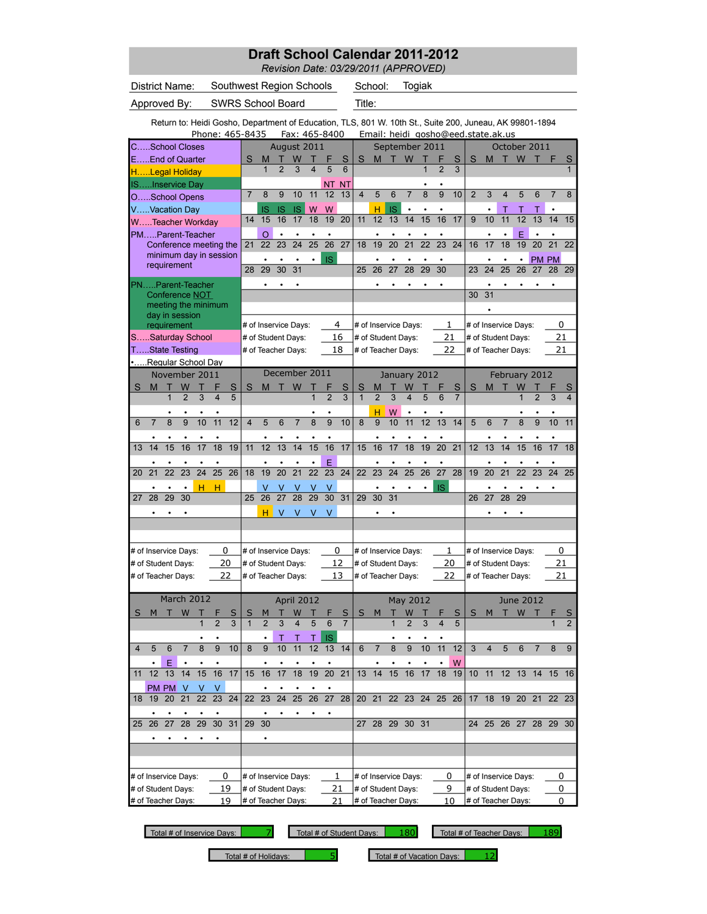# Draft School Calendar 2011-2012

*Revision Date: 03/29/2011 (APPROVED)*

| | | | |
|---|---|---|---|
| District Name: | Southwest Region Schools | School: | Togiak |
| Approved By: | SWRS School Board | Title: | |

Return to: Heidi Gosho, Department of Education, TLS, 801 W. 10th St., Suite 200, Juneau, AK 99801-1894
Phone: 465-8435 Fax: 465-8400 Email: heidi_gosho@eed.state.ak.us

## Legend

- C.....School Closes
- E.....End of Quarter
- H.....Legal Holiday
- IS.....Inservice Day
- O.....School Opens
- V.....Vacation Day
- W.....Teacher Workday
- PM.....Parent-Teacher Conference meeting the minimum day in session requirement
- PN.....Parent-Teacher Conference NOT meeting the minimum day in session requirement
- S.....Saturday School
- T.....State Testing
- •.....Regular School Day

## August 2011

| S | M | T | W | T | F | S |
|---|---|---|---|---|---|---|
| | 1 | 2 | 3 | 4 | 5 | 6 |
| | | | | | NT | NT |
| 7 | 8 | 9 | 10 | 11 | 12 | 13 |
| | IS | IS | IS | W | W | |
| 14 | 15 | 16 | 17 | 18 | 19 | 20 |
| | O | • | • | • | • | |
| 21 | 22 | 23 | 24 | 25 | 26 | 27 |
| | • | • | • | • | IS | |
| 28 | 29 | 30 | 31 | | | |
| | • | • | • | | | |

# of Inservice Days: 4; # of Student Days: 16; # of Teacher Days: 18

## September 2011

| S | M | T | W | T | F | S |
|---|---|---|---|---|---|---|
| | | | | 1 | 2 | 3 |
| | | | | • | • | |
| 4 | 5 | 6 | 7 | 8 | 9 | 10 |
| | H | IS | • | • | • | |
| 11 | 12 | 13 | 14 | 15 | 16 | 17 |
| | • | • | • | • | • | |
| 18 | 19 | 20 | 21 | 22 | 23 | 24 |
| | • | • | • | • | • | |
| 25 | 26 | 27 | 28 | 29 | 30 | |
| | • | • | • | • | • | |

# of Inservice Days: 1; # of Student Days: 21; # of Teacher Days: 22

## October 2011

| S | M | T | W | T | F | S |
|---|---|---|---|---|---|---|
| | | | | | | 1 |
| 2 | 3 | 4 | 5 | 6 | 7 | 8 |
| | • | T | T | T | • | |
| 9 | 10 | 11 | 12 | 13 | 14 | 15 |
| | • | • | E | • | • | |
| 16 | 17 | 18 | 19 | 20 | 21 | 22 |
| | • | • | • | PM | PM | |
| 23 | 24 | 25 | 26 | 27 | 28 | 29 |
| | • | • | • | • | • | |
| 30 | 31 | | | | | |
| | • | | | | | |

# of Inservice Days: 0; # of Student Days: 21; # of Teacher Days: 21

## November 2011

| S | M | T | W | T | F | S |
|---|---|---|---|---|---|---|
| | | 1 | 2 | 3 | 4 | 5 |
| | | • | • | • | • | |
| 6 | 7 | 8 | 9 | 10 | 11 | 12 |
| | • | • | • | • | • | |
| 13 | 14 | 15 | 16 | 17 | 18 | 19 |
| | • | • | • | • | • | |
| 20 | 21 | 22 | 23 | 24 | 25 | 26 |
| | • | • | • | H | H | |
| 27 | 28 | 29 | 30 | | | |
| | • | • | • | | | |

# of Inservice Days: 0; # of Student Days: 20; # of Teacher Days: 22

## December 2011

| S | M | T | W | T | F | S |
|---|---|---|---|---|---|---|
| | | | | 1 | 2 | 3 |
| | | | | • | • | |
| 4 | 5 | 6 | 7 | 8 | 9 | 10 |
| | • | • | • | • | • | |
| 11 | 12 | 13 | 14 | 15 | 16 | 17 |
| | • | • | • | • | E | |
| 18 | 19 | 20 | 21 | 22 | 23 | 24 |
| | V | V | V | V | V | |
| 25 | 26 | 27 | 28 | 29 | 30 | 31 |
| | H | V | V | V | V | |

# of Inservice Days: 0; # of Student Days: 12; # of Teacher Days: 13

## January 2012

| S | M | T | W | T | F | S |
|---|---|---|---|---|---|---|
| 1 | 2 | 3 | 4 | 5 | 6 | 7 |
| | H | W | • | • | • | |
| 8 | 9 | 10 | 11 | 12 | 13 | 14 |
| | • | • | • | • | • | |
| 15 | 16 | 17 | 18 | 19 | 20 | 21 |
| | • | • | • | • | • | |
| 22 | 23 | 24 | 25 | 26 | 27 | 28 |
| | • | • | • | • | IS | |
| 29 | 30 | 31 | | | | |
| | • | • | | | | |

# of Inservice Days: 1; # of Student Days: 20; # of Teacher Days: 22

## February 2012

| S | M | T | W | T | F | S |
|---|---|---|---|---|---|---|
| | | | 1 | 2 | 3 | 4 |
| | | | • | • | • | |
| 5 | 6 | 7 | 8 | 9 | 10 | 11 |
| | • | • | • | • | • | |
| 12 | 13 | 14 | 15 | 16 | 17 | 18 |
| | • | • | • | • | • | |
| 19 | 20 | 21 | 22 | 23 | 24 | 25 |
| | • | • | • | • | • | |
| 26 | 27 | 28 | 29 | | | |
| | • | • | • | | | |

# of Inservice Days: 0; # of Student Days: 21; # of Teacher Days: 21

## March 2012

| S | M | T | W | T | F | S |
|---|---|---|---|---|---|---|
| | | | | 1 | 2 | 3 |
| | | | | • | • | |
| 4 | 5 | 6 | 7 | 8 | 9 | 10 |
| | • | E | • | • | • | |
| 11 | 12 | 13 | 14 | 15 | 16 | 17 |
| | PM | PM | V | V | V | |
| 18 | 19 | 20 | 21 | 22 | 23 | 24 |
| | • | • | • | • | • | |
| 25 | 26 | 27 | 28 | 29 | 30 | 31 |
| | • | • | • | • | • | |

# of Inservice Days: 0; # of Student Days: 19; # of Teacher Days: 19

## April 2012

| S | M | T | W | T | F | S |
|---|---|---|---|---|---|---|
| 1 | 2 | 3 | 4 | 5 | 6 | 7 |
| | • | T | T | T | IS | |
| 8 | 9 | 10 | 11 | 12 | 13 | 14 |
| | • | • | • | • | • | |
| 15 | 16 | 17 | 18 | 19 | 20 | 21 |
| | • | • | • | • | • | |
| 22 | 23 | 24 | 25 | 26 | 27 | 28 |
| | • | • | • | • | • | |
| 29 | 30 | | | | | |
| | • | | | | | |

# of Inservice Days: 1; # of Student Days: 21; # of Teacher Days: 21

## May 2012

| S | M | T | W | T | F | S |
|---|---|---|---|---|---|---|
| | | 1 | 2 | 3 | 4 | 5 |
| | | • | • | • | • | |
| 6 | 7 | 8 | 9 | 10 | 11 | 12 |
| | • | • | • | • | • | W |
| 13 | 14 | 15 | 16 | 17 | 18 | 19 |
| 20 | 21 | 22 | 23 | 24 | 25 | 26 |
| 27 | 28 | 29 | 30 | 31 | | |

# of Inservice Days: 0; # of Student Days: 9; # of Teacher Days: 10

## June 2012

| S | M | T | W | T | F | S |
|---|---|---|---|---|---|---|
| | | | | | 1 | 2 |
| 3 | 4 | 5 | 6 | 7 | 8 | 9 |
| 10 | 11 | 12 | 13 | 14 | 15 | 16 |
| 17 | 18 | 19 | 20 | 21 | 22 | 23 |
| 24 | 25 | 26 | 27 | 28 | 29 | 30 |

# of Inservice Days: 0; # of Student Days: 0; # of Teacher Days: 0

## Totals

| | |
|---|---|
| Total # of Inservice Days: | 7 |
| Total # of Student Days: | 180 |
| Total # of Teacher Days: | 189 |
| Total # of Holidays: | 5 |
| Total # of Vacation Days: | 12 |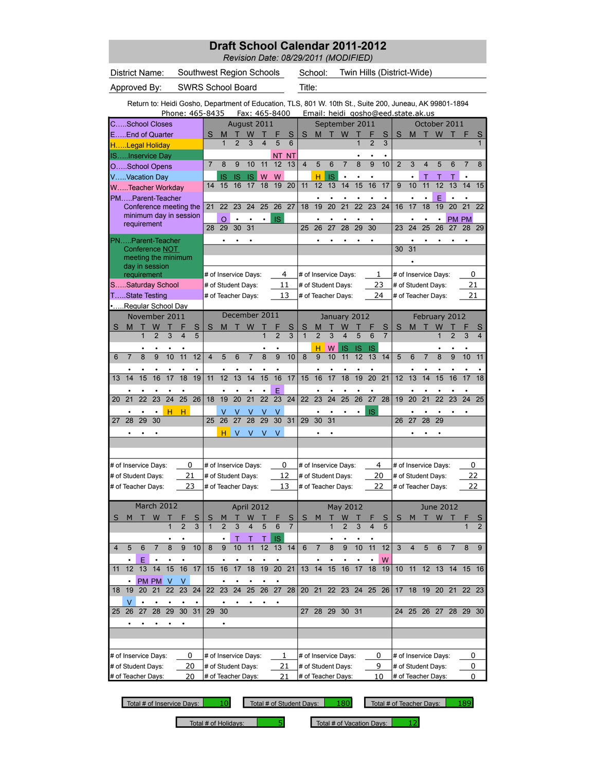# Draft School Calendar 2011-2012

*Revision Date: 08/29/2011 (MODIFIED)*

District Name: Southwest Region Schools | School: Twin Hills (District-Wide)

Approved By: SWRS School Board | Title:

Return to: Heidi Gosho, Department of Education, TLS, 801 W. 10th St., Suite 200, Juneau, AK 99801-1894
Phone: 465-8435 Fax: 465-8400 Email: heidi_gosho@eed.state.ak.us

**Legend:**

- C.....School Closes
- E.....End of Quarter
- H.....Legal Holiday
- IS.....Inservice Day
- O.....School Opens
- V.....Vacation Day
- W.....Teacher Workday
- PM.....Parent-Teacher Conference meeting the minimum day in session requirement
- PN.....Parent-Teacher Conference NOT meeting the minimum day in session requirement
- S.....Saturday School
- T.....State Testing
- •.....Regular School Day

## August 2011

| S | M | T | W | T | F | S |
|---|---|---|---|---|---|---|
| | 1 | 2 | 3 | 4 | 5 NT | 6 NT |
| 7 | 8 IS | 9 IS | 10 IS | 11 W | 12 W | 13 |
| 14 | 15 | 16 | 17 | 18 | 19 | 20 |
| 21 | 22 O | 23 • | 24 • | 25 • | 26 IS | 27 |
| 28 | 29 • | 30 • | 31 • | | | |

# of Inservice Days: 4 · # of Student Days: 11 · # of Teacher Days: 13

## September 2011

| S | M | T | W | T | F | S |
|---|---|---|---|---|---|---|
| | | | | 1 • | 2 • | 3 • |
| 4 | 5 H | 6 IS | 7 • | 8 • | 9 • | 10 |
| 11 | 12 • | 13 • | 14 • | 15 • | 16 • | 17 • |
| 18 | 19 • | 20 • | 21 • | 22 • | 23 • | 24 |
| 25 | 26 • | 27 • | 28 • | 29 • | 30 • | |

# of Inservice Days: 1 · # of Student Days: 23 · # of Teacher Days: 24

## October 2011

| S | M | T | W | T | F | S |
|---|---|---|---|---|---|---|
| | | | | | | 1 |
| 2 | 3 • | 4 T | 5 T | 6 T | 7 • | 8 |
| 9 | 10 • | 11 • | 12 E | 13 • | 14 • | 15 |
| 16 | 17 • | 18 • | 19 • | 20 PM | 21 PM | 22 |
| 23 | 24 • | 25 • | 26 • | 27 • | 28 • | 29 |
| 30 | 31 • | | | | | |

# of Inservice Days: 0 · # of Student Days: 21 · # of Teacher Days: 21

## November 2011

| S | M | T | W | T | F | S |
|---|---|---|---|---|---|---|
| | | 1 • | 2 • | 3 • | 4 • | 5 |
| 6 | 7 • | 8 • | 9 • | 10 • | 11 • | 12 |
| 13 | 14 • | 15 • | 16 • | 17 • | 18 • | 19 |
| 20 | 21 • | 22 • | 23 • | 24 H | 25 H | 26 |
| 27 | 28 • | 29 • | 30 • | | | |

# of Inservice Days: 0 · # of Student Days: 21 · # of Teacher Days: 23

## December 2011

| S | M | T | W | T | F | S |
|---|---|---|---|---|---|---|
| | | | | 1 • | 2 • | 3 |
| 4 | 5 • | 6 • | 7 • | 8 • | 9 • | 10 |
| 11 | 12 • | 13 • | 14 • | 15 • | 16 E | 17 |
| 18 | 19 V | 20 V | 21 V | 22 V | 23 V | 24 |
| 25 | 26 H | 27 V | 28 V | 29 V | 30 V | 31 |

# of Inservice Days: 0 · # of Student Days: 12 · # of Teacher Days: 13

## January 2012

| S | M | T | W | T | F | S |
|---|---|---|---|---|---|---|
| 1 | 2 H | 3 W | 4 IS | 5 IS | 6 IS | 7 |
| 8 | 9 • | 10 • | 11 • | 12 • | 13 • | 14 |
| 15 | 16 • | 17 • | 18 • | 19 • | 20 • | 21 |
| 22 | 23 • | 24 • | 25 • | 26 • | 27 IS | 28 |
| 29 | 30 • | 31 • | | | | |

# of Inservice Days: 4 · # of Student Days: 20 · # of Teacher Days: 22

## February 2012

| S | M | T | W | T | F | S |
|---|---|---|---|---|---|---|
| | | | 1 • | 2 • | 3 • | 4 |
| 5 | 6 • | 7 • | 8 • | 9 • | 10 • | 11 • |
| 12 | 13 • | 14 • | 15 • | 16 • | 17 • | 18 |
| 19 | 20 • | 21 • | 22 • | 23 • | 24 • | 25 |
| 26 | 27 • | 28 • | 29 • | | | |

# of Inservice Days: 0 · # of Student Days: 22 · # of Teacher Days: 22

## March 2012

| S | M | T | W | T | F | S |
|---|---|---|---|---|---|---|
| | | | | 1 • | 2 • | 3 |
| 4 | 5 • | 6 E | 7 • | 8 • | 9 • | 10 |
| 11 | 12 • | 13 PM | 14 PM | 15 V | 16 V | 17 |
| 18 | 19 V | 20 • | 21 • | 22 • | 23 • | 24 • |
| 25 | 26 • | 27 • | 28 • | 29 • | 30 • | 31 |

# of Inservice Days: 0 · # of Student Days: 20 · # of Teacher Days: 20

## April 2012

| S | M | T | W | T | F | S |
|---|---|---|---|---|---|---|
| 1 | 2 • | 3 T | 4 T | 5 T | 6 IS | 7 |
| 8 | 9 • | 10 • | 11 • | 12 • | 13 • | 14 |
| 15 | 16 • | 17 • | 18 • | 19 • | 20 • | 21 |
| 22 | 23 • | 24 • | 25 • | 26 • | 27 • | 28 |
| 29 | 30 • | | | | | |

# of Inservice Days: 1 · # of Student Days: 21 · # of Teacher Days: 21

## May 2012

| S | M | T | W | T | F | S |
|---|---|---|---|---|---|---|
| | | 1 • | 2 • | 3 • | 4 • | 5 |
| 6 | 7 • | 8 • | 9 • | 10 • | 11 • | 12 W |
| 13 | 14 | 15 | 16 | 17 | 18 | 19 |
| 20 | 21 | 22 | 23 | 24 | 25 | 26 |
| 27 | 28 | 29 | 30 | 31 | | |

# of Inservice Days: 0 · # of Student Days: 9 · # of Teacher Days: 10

## June 2012

| S | M | T | W | T | F | S |
|---|---|---|---|---|---|---|
| | | | | | 1 | 2 |
| 3 | 4 | 5 | 6 | 7 | 8 | 9 |
| 10 | 11 | 12 | 13 | 14 | 15 | 16 |
| 17 | 18 | 19 | 20 | 21 | 22 | 23 |
| 24 | 25 | 26 | 27 | 28 | 29 | 30 |

# of Inservice Days: 0 · # of Student Days: 0 · # of Teacher Days: 0

## Totals

| Total # of Inservice Days | Total # of Student Days | Total # of Teacher Days | Total # of Holidays | Total # of Vacation Days |
|---|---|---|---|---|
| 10 | 180 | 189 | 5 | 12 |